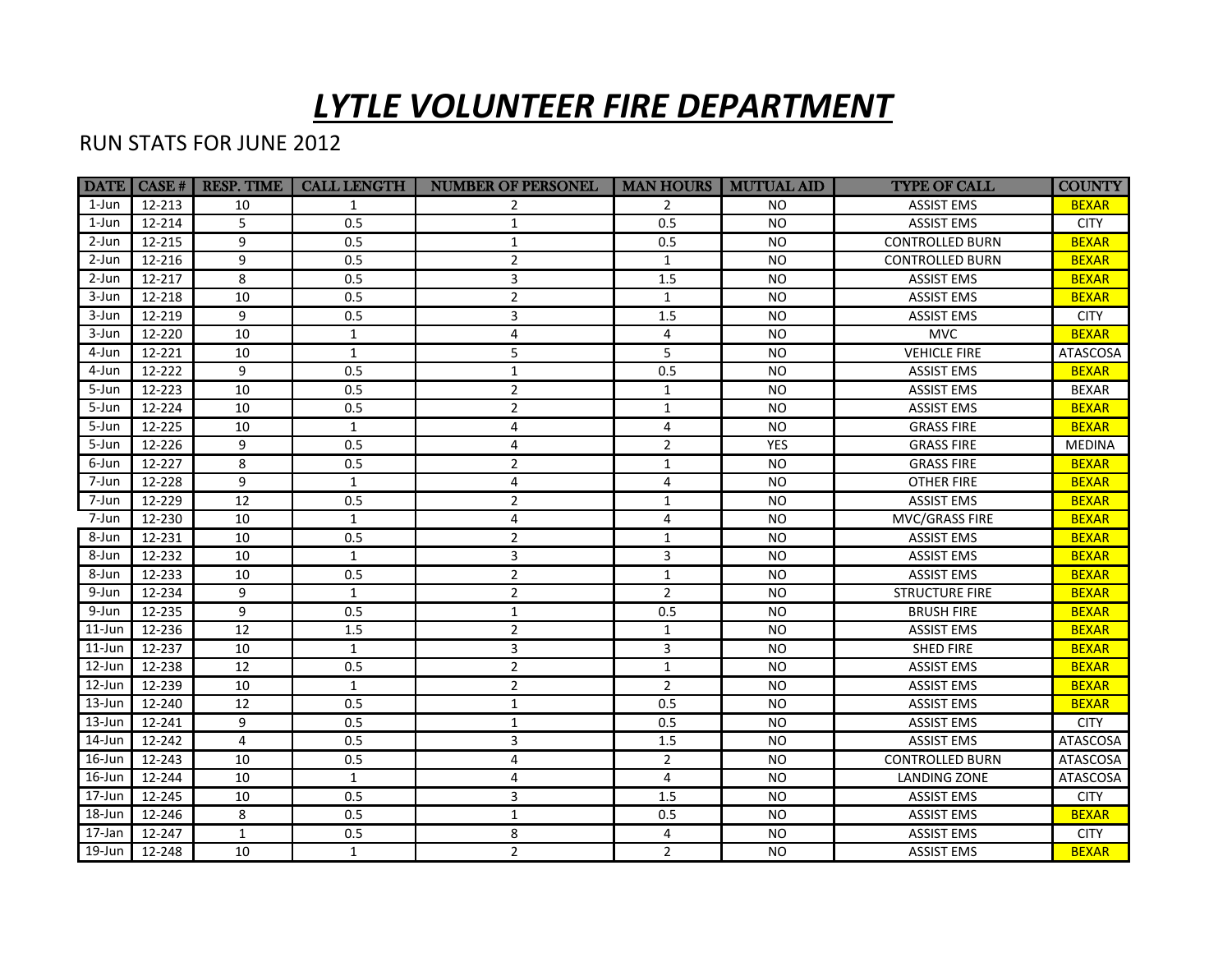# ***LYTLE VOLUNTEER FIRE DEPARTMENT***

RUN STATS FOR JUNE 2012

| DATE | CASE # | RESP. TIME | CALL LENGTH | NUMBER OF PERSONEL | MAN HOURS | MUTUAL AID | TYPE OF CALL | COUNTY |
|---|---|---|---|---|---|---|---|---|
| 1-Jun | 12-213 | 10 | 1 | 2 | 2 | NO | ASSIST EMS | BEXAR |
| 1-Jun | 12-214 | 5 | 0.5 | 1 | 0.5 | NO | ASSIST EMS | CITY |
| 2-Jun | 12-215 | 9 | 0.5 | 1 | 0.5 | NO | CONTROLLED BURN | BEXAR |
| 2-Jun | 12-216 | 9 | 0.5 | 2 | 1 | NO | CONTROLLED BURN | BEXAR |
| 2-Jun | 12-217 | 8 | 0.5 | 3 | 1.5 | NO | ASSIST EMS | BEXAR |
| 3-Jun | 12-218 | 10 | 0.5 | 2 | 1 | NO | ASSIST EMS | BEXAR |
| 3-Jun | 12-219 | 9 | 0.5 | 3 | 1.5 | NO | ASSIST EMS | CITY |
| 3-Jun | 12-220 | 10 | 1 | 4 | 4 | NO | MVC | BEXAR |
| 4-Jun | 12-221 | 10 | 1 | 5 | 5 | NO | VEHICLE FIRE | ATASCOSA |
| 4-Jun | 12-222 | 9 | 0.5 | 1 | 0.5 | NO | ASSIST EMS | BEXAR |
| 5-Jun | 12-223 | 10 | 0.5 | 2 | 1 | NO | ASSIST EMS | BEXAR |
| 5-Jun | 12-224 | 10 | 0.5 | 2 | 1 | NO | ASSIST EMS | BEXAR |
| 5-Jun | 12-225 | 10 | 1 | 4 | 4 | NO | GRASS FIRE | BEXAR |
| 5-Jun | 12-226 | 9 | 0.5 | 4 | 2 | YES | GRASS FIRE | MEDINA |
| 6-Jun | 12-227 | 8 | 0.5 | 2 | 1 | NO | GRASS FIRE | BEXAR |
| 7-Jun | 12-228 | 9 | 1 | 4 | 4 | NO | OTHER FIRE | BEXAR |
| 7-Jun | 12-229 | 12 | 0.5 | 2 | 1 | NO | ASSIST EMS | BEXAR |
| 7-Jun | 12-230 | 10 | 1 | 4 | 4 | NO | MVC/GRASS FIRE | BEXAR |
| 8-Jun | 12-231 | 10 | 0.5 | 2 | 1 | NO | ASSIST EMS | BEXAR |
| 8-Jun | 12-232 | 10 | 1 | 3 | 3 | NO | ASSIST EMS | BEXAR |
| 8-Jun | 12-233 | 10 | 0.5 | 2 | 1 | NO | ASSIST EMS | BEXAR |
| 9-Jun | 12-234 | 9 | 1 | 2 | 2 | NO | STRUCTURE FIRE | BEXAR |
| 9-Jun | 12-235 | 9 | 0.5 | 1 | 0.5 | NO | BRUSH FIRE | BEXAR |
| 11-Jun | 12-236 | 12 | 1.5 | 2 | 1 | NO | ASSIST EMS | BEXAR |
| 11-Jun | 12-237 | 10 | 1 | 3 | 3 | NO | SHED FIRE | BEXAR |
| 12-Jun | 12-238 | 12 | 0.5 | 2 | 1 | NO | ASSIST EMS | BEXAR |
| 12-Jun | 12-239 | 10 | 1 | 2 | 2 | NO | ASSIST EMS | BEXAR |
| 13-Jun | 12-240 | 12 | 0.5 | 1 | 0.5 | NO | ASSIST EMS | BEXAR |
| 13-Jun | 12-241 | 9 | 0.5 | 1 | 0.5 | NO | ASSIST EMS | CITY |
| 14-Jun | 12-242 | 4 | 0.5 | 3 | 1.5 | NO | ASSIST EMS | ATASCOSA |
| 16-Jun | 12-243 | 10 | 0.5 | 4 | 2 | NO | CONTROLLED BURN | ATASCOSA |
| 16-Jun | 12-244 | 10 | 1 | 4 | 4 | NO | LANDING ZONE | ATASCOSA |
| 17-Jun | 12-245 | 10 | 0.5 | 3 | 1.5 | NO | ASSIST EMS | CITY |
| 18-Jun | 12-246 | 8 | 0.5 | 1 | 0.5 | NO | ASSIST EMS | BEXAR |
| 17-Jan | 12-247 | 1 | 0.5 | 8 | 4 | NO | ASSIST EMS | CITY |
| 19-Jun | 12-248 | 10 | 1 | 2 | 2 | NO | ASSIST EMS | BEXAR |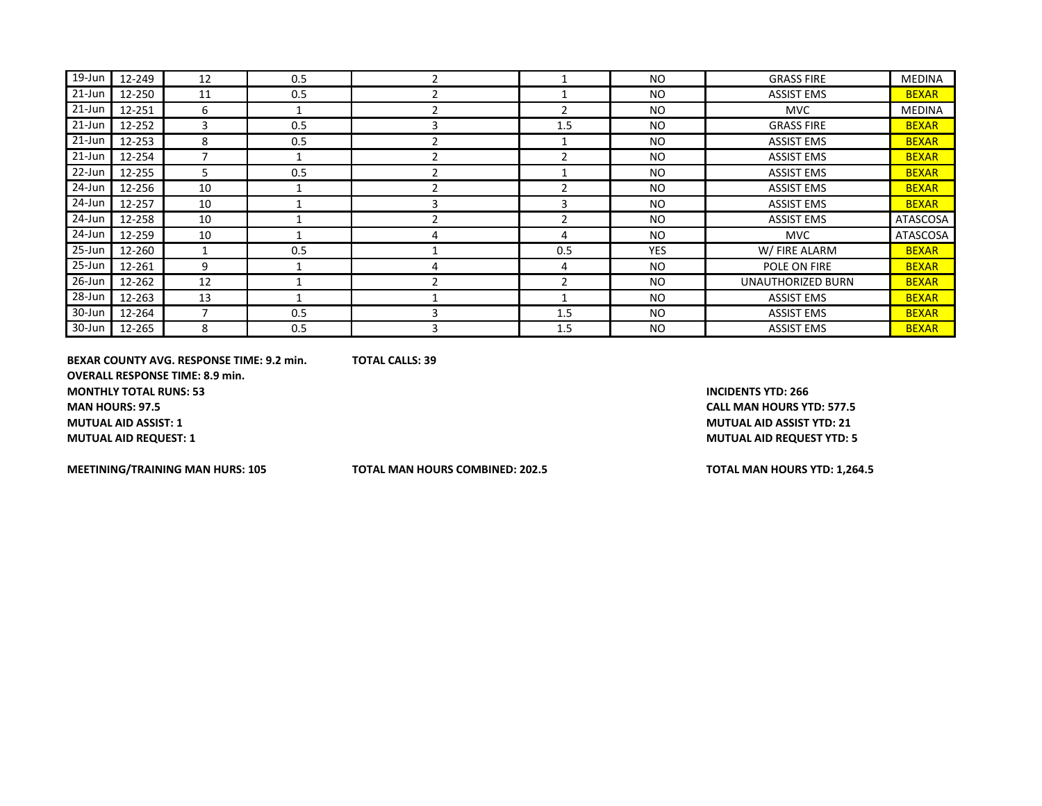| | | | | | | | | |
|---|---|---|---|---|---|---|---|---|
| 19-Jun | 12-249 | 12 | 0.5 | 2 | 1 | NO | GRASS FIRE | MEDINA |
| 21-Jun | 12-250 | 11 | 0.5 | 2 | 1 | NO | ASSIST EMS | BEXAR |
| 21-Jun | 12-251 | 6 | 1 | 2 | 2 | NO | MVC | MEDINA |
| 21-Jun | 12-252 | 3 | 0.5 | 3 | 1.5 | NO | GRASS FIRE | BEXAR |
| 21-Jun | 12-253 | 8 | 0.5 | 2 | 1 | NO | ASSIST EMS | BEXAR |
| 21-Jun | 12-254 | 7 | 1 | 2 | 2 | NO | ASSIST EMS | BEXAR |
| 22-Jun | 12-255 | 5 | 0.5 | 2 | 1 | NO | ASSIST EMS | BEXAR |
| 24-Jun | 12-256 | 10 | 1 | 2 | 2 | NO | ASSIST EMS | BEXAR |
| 24-Jun | 12-257 | 10 | 1 | 3 | 3 | NO | ASSIST EMS | BEXAR |
| 24-Jun | 12-258 | 10 | 1 | 2 | 2 | NO | ASSIST EMS | ATASCOSA |
| 24-Jun | 12-259 | 10 | 1 | 4 | 4 | NO | MVC | ATASCOSA |
| 25-Jun | 12-260 | 1 | 0.5 | 1 | 0.5 | YES | W/ FIRE ALARM | BEXAR |
| 25-Jun | 12-261 | 9 | 1 | 4 | 4 | NO | POLE ON FIRE | BEXAR |
| 26-Jun | 12-262 | 12 | 1 | 2 | 2 | NO | UNAUTHORIZED BURN | BEXAR |
| 28-Jun | 12-263 | 13 | 1 | 1 | 1 | NO | ASSIST EMS | BEXAR |
| 30-Jun | 12-264 | 7 | 0.5 | 3 | 1.5 | NO | ASSIST EMS | BEXAR |
| 30-Jun | 12-265 | 8 | 0.5 | 3 | 1.5 | NO | ASSIST EMS | BEXAR |

**BEXAR COUNTY AVG. RESPONSE TIME: 9.2 min.**

**TOTAL CALLS: 39**

**OVERALL RESPONSE TIME: 8.9 min.**

**MONTHLY TOTAL RUNS: 53**

**MAN HOURS: 97.5**

**MUTUAL AID ASSIST: 1**

**MUTUAL AID REQUEST: 1**

**INCIDENTS YTD: 266**

**CALL MAN HOURS YTD: 577.5**

**MUTUAL AID ASSIST YTD: 21**

**MUTUAL AID REQUEST YTD: 5**

**MEETINING/TRAINING MAN HURS: 105**

**TOTAL MAN HOURS COMBINED: 202.5**

**TOTAL MAN HOURS YTD: 1,264.5**